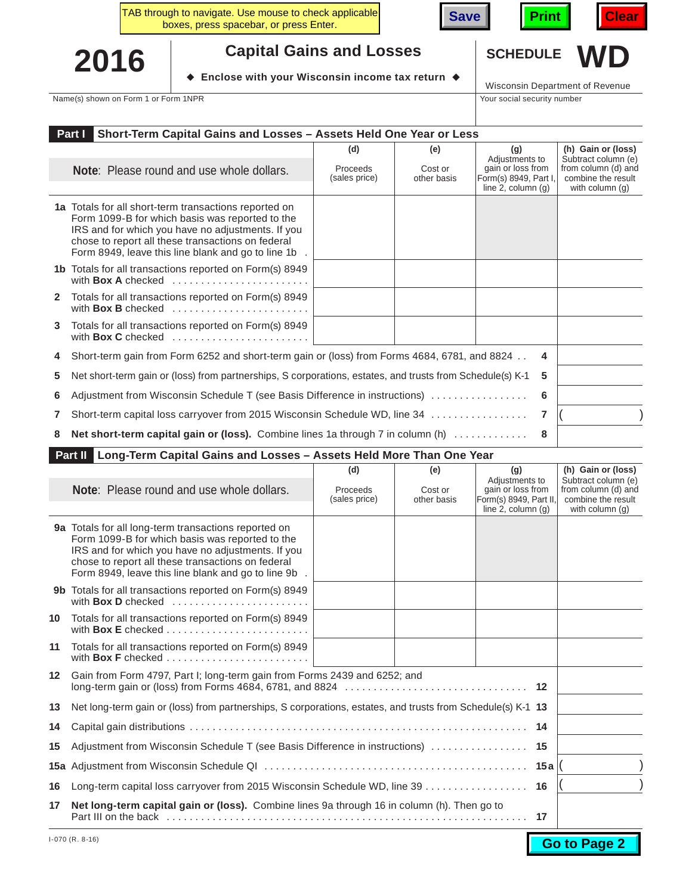TAB through to navigate. Use mouse to check applicable boxes, press spacebar, or press Enter.

Save | Print | Clear

# 2016 Capital Gains and Losses — SCHEDULE WD

◆ Enclose with your Wisconsin income tax return ◆

Wisconsin Department of Revenue

Name(s) shown on Form 1 or Form 1NPR | Your social security number

## Part I Short-Term Capital Gains and Losses – Assets Held One Year or Less

| **Note**: Please round and use whole dollars. | (d) Proceeds (sales price) | (e) Cost or other basis | (g) Adjustments to gain or loss from Form(s) 8949, Part I, line 2, column (g) | (h) Gain or (loss) Subtract column (e) from column (d) and combine the result with column (g) |
|---|---|---|---|---|
| **1a** Totals for all short-term transactions reported on Form 1099-B for which basis was reported to the IRS and for which you have no adjustments. If you chose to report all these transactions on federal Form 8949, leave this line blank and go to line 1b . | | | | |
| **1b** Totals for all transactions reported on Form(s) 8949 with **Box A** checked . . . . . . . . . . . . . . . . . . . . . . . . | | | | |
| **2** Totals for all transactions reported on Form(s) 8949 with **Box B** checked . . . . . . . . . . . . . . . . . . . . . . . . | | | | |
| **3** Totals for all transactions reported on Form(s) 8949 with **Box C** checked . . . . . . . . . . . . . . . . . . . . . . . . | | | | |

| Line | Description | Line | (h) |
|---|---|---|---|
| 4 | Short-term gain from Form 6252 and short-term gain or (loss) from Forms 4684, 6781, and 8824 . . | 4 | |
| 5 | Net short-term gain or (loss) from partnerships, S corporations, estates, and trusts from Schedule(s) K-1 | 5 | |
| 6 | Adjustment from Wisconsin Schedule T (see Basis Difference in instructions) . . . . . . . . . . . . . . . . . | 6 | |
| 7 | Short-term capital loss carryover from 2015 Wisconsin Schedule WD, line 34 . . . . . . . . . . . . . . . . . | 7 | ( ) |
| 8 | **Net short-term capital gain or (loss).** Combine lines 1a through 7 in column (h) . . . . . . . . . . . . | 8 | |

## Part II Long-Term Capital Gains and Losses – Assets Held More Than One Year

| **Note**: Please round and use whole dollars. | (d) Proceeds (sales price) | (e) Cost or other basis | (g) Adjustments to gain or loss from Form(s) 8949, Part II, line 2, column (g) | (h) Gain or (loss) Subtract column (e) from column (d) and combine the result with column (g) |
|---|---|---|---|---|
| **9a** Totals for all long-term transactions reported on Form 1099-B for which basis was reported to the IRS and for which you have no adjustments. If you chose to report all these transactions on federal Form 8949, leave this line blank and go to line 9b . | | | | |
| **9b** Totals for all transactions reported on Form(s) 8949 with **Box D** checked . . . . . . . . . . . . . . . . . . . . . . . . | | | | |
| **10** Totals for all transactions reported on Form(s) 8949 with **Box E** checked . . . . . . . . . . . . . . . . . . . . . . . . | | | | |
| **11** Totals for all transactions reported on Form(s) 8949 with **Box F** checked . . . . . . . . . . . . . . . . . . . . . . . . | | | | |

| Line | Description | Line | (h) |
|---|---|---|---|
| 12 | Gain from Form 4797, Part I; long-term gain from Forms 2439 and 6252; and long-term gain or (loss) from Forms 4684, 6781, and 8824 . . . . . . . . . . . . . . . . . . . . . . . . . . . . . . . | 12 | |
| 13 | Net long-term gain or (loss) from partnerships, S corporations, estates, and trusts from Schedule(s) K-1 | 13 | |
| 14 | Capital gain distributions . . . . . . . . . . . . . . . . . . . . . . . . . . . . . . . . . . . . . . . . . . . . . . . . . . . . . . | 14 | |
| 15 | Adjustment from Wisconsin Schedule T (see Basis Difference in instructions) . . . . . . . . . . . . . . . . . | 15 | |
| 15a | Adjustment from Wisconsin Schedule QI . . . . . . . . . . . . . . . . . . . . . . . . . . . . . . . . . . . . . . . . . . . . | 15a | ( ) |
| 16 | Long-term capital loss carryover from 2015 Wisconsin Schedule WD, line 39 . . . . . . . . . . . . . . . . . . | 16 | ( ) |
| 17 | **Net long-term capital gain or (loss).** Combine lines 9a through 16 in column (h). Then go to Part III on the back . . . . . . . . . . . . . . . . . . . . . . . . . . . . . . . . . . . . . . . . . . . . . . . . . . . . . . . . . . . | 17 | |

I-070 (R. 8-16)

Go to Page 2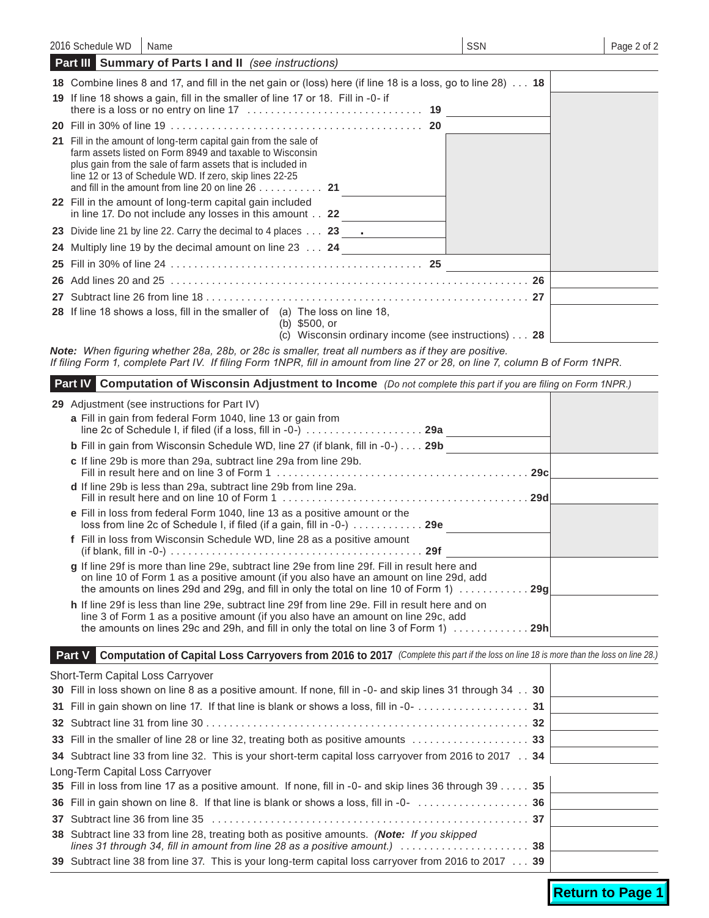2016 Schedule WD | Name | SSN

## Part III Summary of Parts I and II *(see instructions)*

**18** Combine lines 8 and 17, and fill in the net gain or (loss) here (if line 18 is a loss, go to line 28) . . . **18**

**19** If line 18 shows a gain, fill in the smaller of line 17 or 18. Fill in -0- if there is a loss or no entry on line 17 . . . . . . . . . . . . . . . . . . . . . . . . . . . . . . **19**

**20** Fill in 30% of line 19 . . . . . . . . . . . . . . . . . . . . . . . . . . . . . . . . . . . . . . . . . . **20**

**21** Fill in the amount of long-term capital gain from the sale of farm assets listed on Form 8949 and taxable to Wisconsin plus gain from the sale of farm assets that is included in line 12 or 13 of Schedule WD. If zero, skip lines 22-25 and fill in the amount from line 20 on line 26 . . . . . . . . . . . **21**

**22** Fill in the amount of long-term capital gain included in line 17. Do not include any losses in this amount . . **22**

**23** Divide line 21 by line 22. Carry the decimal to 4 places . . . **23** .

**24** Multiply line 19 by the decimal amount on line 23 . . . **24**

**25** Fill in 30% of line 24 . . . . . . . . . . . . . . . . . . . . . . . . . . . . . . . . . . . . . . . . . . **25**

**26** Add lines 20 and 25 . . . . . . . . . . . . . . . . . . . . . . . . . . . . . . . . . . . . . . . . . . . . . . . . . . . . . . . . . . . . **26**

**27** Subtract line 26 from line 18 . . . . . . . . . . . . . . . . . . . . . . . . . . . . . . . . . . . . . . . . . . . . . . . . . . . . . **27**

**28** If line 18 shows a loss, fill in the smaller of (a) The loss on line 18, (b) $500, or (c) Wisconsin ordinary income (see instructions) . . . **28**

***Note:** When figuring whether 28a, 28b, or 28c is smaller, treat all numbers as if they are positive.*
*If filing Form 1, complete Part IV. If filing Form 1NPR, fill in amount from line 27 or 28, on line 7, column B of Form 1NPR.*

## Part IV Computation of Wisconsin Adjustment to Income *(Do not complete this part if you are filing on Form 1NPR.)*

**29** Adjustment (see instructions for Part IV)

**a** Fill in gain from federal Form 1040, line 13 or gain from line 2c of Schedule I, if filed (if a loss, fill in -0-) . . . . . . . . . . . . . . . . . . . . **29a**

**b** Fill in gain from Wisconsin Schedule WD, line 27 (if blank, fill in -0-) . . . . **29b**

**c** If line 29b is more than 29a, subtract line 29a from line 29b. Fill in result here and on line 3 of Form 1 . . . . . . . . . . . . . . . . . . . . . . . . . . . . . . . . . . . . . . . . . . . **29c**

**d** If line 29b is less than 29a, subtract line 29b from line 29a. Fill in result here and on line 10 of Form 1 . . . . . . . . . . . . . . . . . . . . . . . . . . . . . . . . . . . . . . . . . . **29d**

**e** Fill in loss from federal Form 1040, line 13 as a positive amount or the loss from line 2c of Schedule I, if filed (if a gain, fill in -0-) . . . . . . . . . . . . **29e**

**f** Fill in loss from Wisconsin Schedule WD, line 28 as a positive amount (if blank, fill in -0-) . . . . . . . . . . . . . . . . . . . . . . . . . . . . . . . . . . . . . . . . . . **29f**

**g** If line 29f is more than line 29e, subtract line 29e from line 29f. Fill in result here and on line 10 of Form 1 as a positive amount (if you also have an amount on line 29d, add the amounts on lines 29d and 29g, and fill in only the total on line 10 of Form 1) . . . . . . . . . . . . **29g**

**h** If line 29f is less than line 29e, subtract line 29f from line 29e. Fill in result here and on line 3 of Form 1 as a positive amount (if you also have an amount on line 29c, add the amounts on lines 29c and 29h, and fill in only the total on line 3 of Form 1) . . . . . . . . . . . . . **29h**

## Part V Computation of Capital Loss Carryovers from 2016 to 2017 *(Complete this part if the loss on line 18 is more than the loss on line 28.)*

Short-Term Capital Loss Carryover

**30** Fill in loss shown on line 8 as a positive amount. If none, fill in -0- and skip lines 31 through 34 . . **30**

**31** Fill in gain shown on line 17. If that line is blank or shows a loss, fill in -0- . . . . . . . . . . . . . . . . . . . **31**

**32** Subtract line 31 from line 30 . . . . . . . . . . . . . . . . . . . . . . . . . . . . . . . . . . . . . . . . . . . . . . . . . . . . . . **32**

**33** Fill in the smaller of line 28 or line 32, treating both as positive amounts . . . . . . . . . . . . . . . . . . . . **33**

**34** Subtract line 33 from line 32. This is your short-term capital loss carryover from 2016 to 2017 . . **34**

Long-Term Capital Loss Carryover

**35** Fill in loss from line 17 as a positive amount. If none, fill in -0- and skip lines 36 through 39 . . . . . **35**

**36** Fill in gain shown on line 8. If that line is blank or shows a loss, fill in -0- . . . . . . . . . . . . . . . . . . . **36**

**37** Subtract line 36 from line 35 . . . . . . . . . . . . . . . . . . . . . . . . . . . . . . . . . . . . . . . . . . . . . . . . . . . . . **37**

**38** Subtract line 33 from line 28, treating both as positive amounts. *(**Note:** If you skipped lines 31 through 34, fill in amount from line 28 as a positive amount.)* . . . . . . . . . . . . . . . . . . . . . . **38**

**39** Subtract line 38 from line 37. This is your long-term capital loss carryover from 2016 to 2017 . . . **39**

Return to Page 1